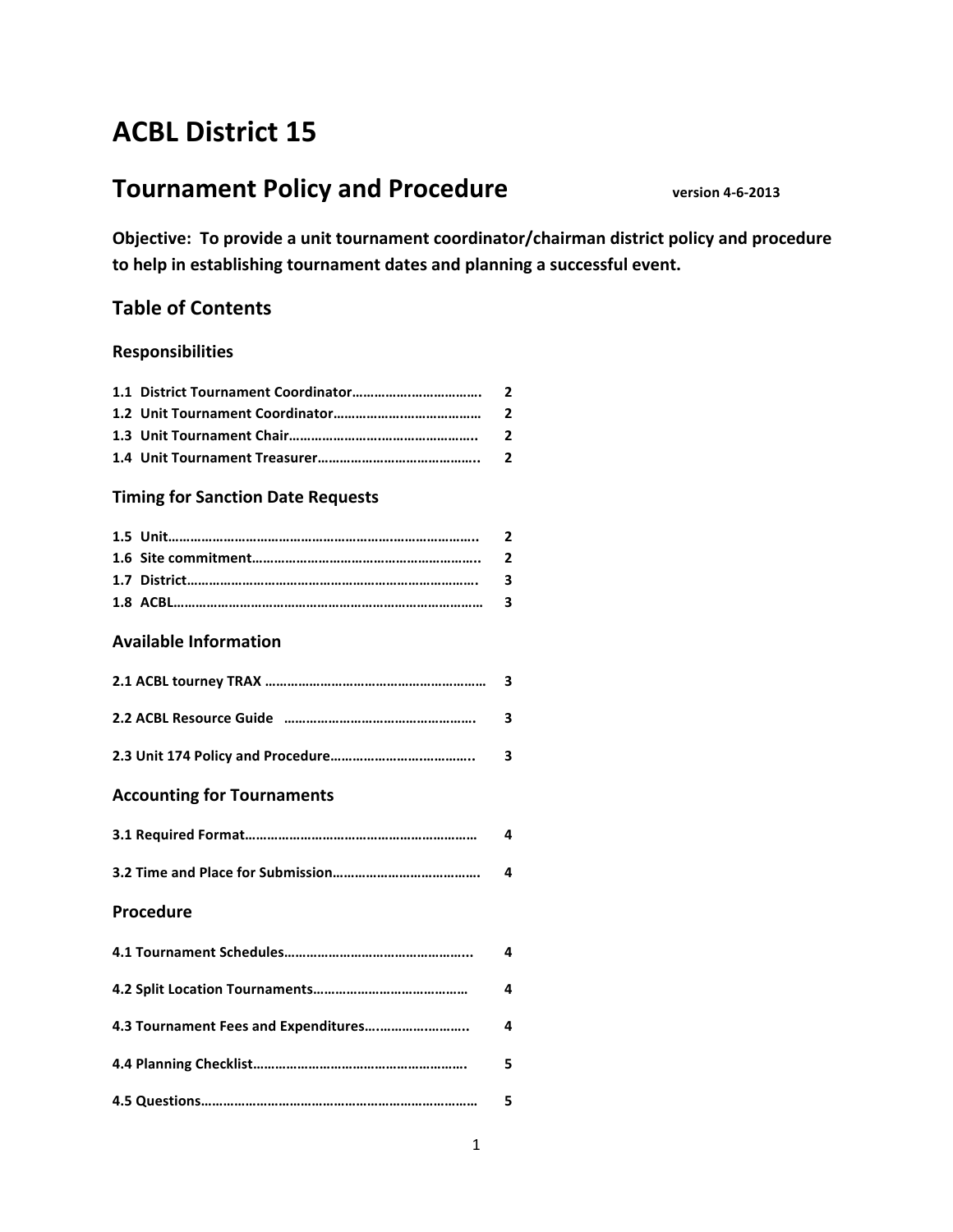# ACBL District 15

## Tournament Policy and Procedure

**version 4-6-2013**

**Objective: To provide a unit tournament coordinator/chairman district policy and procedure to help in establishing tournament dates and planning a successful event.**

## Table of Contents

### Responsibilities

| Section | Page |
|---|---|
| 1.1 District Tournament Coordinator | 2 |
| 1.2 Unit Tournament Coordinator | 2 |
| 1.3 Unit Tournament Chair | 2 |
| 1.4 Unit Tournament Treasurer | 2 |

### Timing for Sanction Date Requests

| Section | Page |
|---|---|
| 1.5 Unit | 2 |
| 1.6 Site commitment | 2 |
| 1.7 District | 3 |
| 1.8 ACBL | 3 |

### Available Information

| Section | Page |
|---|---|
| 2.1 ACBL tourney TRAX | 3 |
| 2.2 ACBL Resource Guide | 3 |
| 2.3 Unit 174 Policy and Procedure | 3 |

### Accounting for Tournaments

| Section | Page |
|---|---|
| 3.1 Required Format | 4 |
| 3.2 Time and Place for Submission | 4 |

### Procedure

| Section | Page |
|---|---|
| 4.1 Tournament Schedules | 4 |
| 4.2 Split Location Tournaments | 4 |
| 4.3 Tournament Fees and Expenditures | 4 |
| 4.4 Planning Checklist | 5 |
| 4.5 Questions | 5 |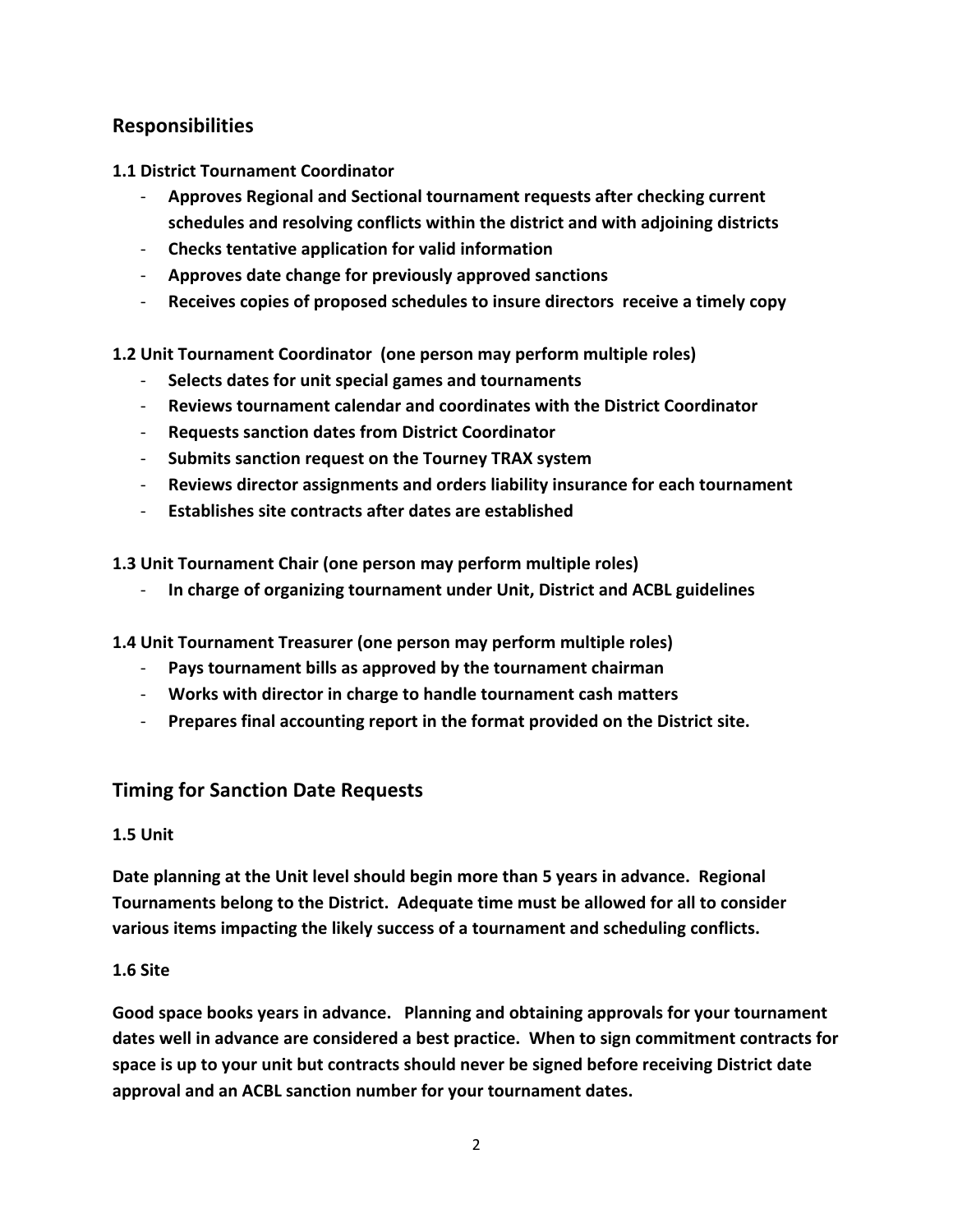## Responsibilities

**1.1 District Tournament Coordinator**

- **Approves Regional and Sectional tournament requests after checking current schedules and resolving conflicts within the district and with adjoining districts**
- **Checks tentative application for valid information**
- **Approves date change for previously approved sanctions**
- **Receives copies of proposed schedules to insure directors receive a timely copy**

**1.2 Unit Tournament Coordinator (one person may perform multiple roles)**

- **Selects dates for unit special games and tournaments**
- **Reviews tournament calendar and coordinates with the District Coordinator**
- **Requests sanction dates from District Coordinator**
- **Submits sanction request on the Tourney TRAX system**
- **Reviews director assignments and orders liability insurance for each tournament**
- **Establishes site contracts after dates are established**

**1.3 Unit Tournament Chair (one person may perform multiple roles)**

- **In charge of organizing tournament under Unit, District and ACBL guidelines**

**1.4 Unit Tournament Treasurer (one person may perform multiple roles)**

- **Pays tournament bills as approved by the tournament chairman**
- **Works with director in charge to handle tournament cash matters**
- **Prepares final accounting report in the format provided on the District site.**

## Timing for Sanction Date Requests

**1.5 Unit**

**Date planning at the Unit level should begin more than 5 years in advance. Regional Tournaments belong to the District. Adequate time must be allowed for all to consider various items impacting the likely success of a tournament and scheduling conflicts.**

**1.6 Site**

**Good space books years in advance. Planning and obtaining approvals for your tournament dates well in advance are considered a best practice. When to sign commitment contracts for space is up to your unit but contracts should never be signed before receiving District date approval and an ACBL sanction number for your tournament dates.**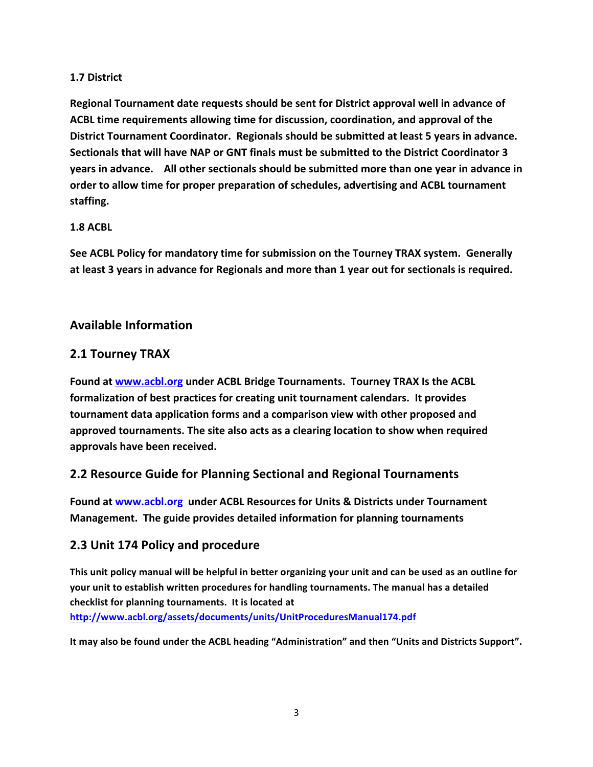**1.7 District**

**Regional Tournament date requests should be sent for District approval well in advance of ACBL time requirements allowing time for discussion, coordination, and approval of the District Tournament Coordinator. Regionals should be submitted at least 5 years in advance. Sectionals that will have NAP or GNT finals must be submitted to the District Coordinator 3 years in advance. All other sectionals should be submitted more than one year in advance in order to allow time for proper preparation of schedules, advertising and ACBL tournament staffing.**

**1.8 ACBL**

**See ACBL Policy for mandatory time for submission on the Tourney TRAX system. Generally at least 3 years in advance for Regionals and more than 1 year out for sectionals is required.**

## Available Information

## 2.1 Tourney TRAX

**Found at www.acbl.org under ACBL Bridge Tournaments. Tourney TRAX Is the ACBL formalization of best practices for creating unit tournament calendars. It provides tournament data application forms and a comparison view with other proposed and approved tournaments. The site also acts as a clearing location to show when required approvals have been received.**

## 2.2 Resource Guide for Planning Sectional and Regional Tournaments

**Found at www.acbl.org under ACBL Resources for Units & Districts under Tournament Management. The guide provides detailed information for planning tournaments**

## 2.3 Unit 174 Policy and procedure

**This unit policy manual will be helpful in better organizing your unit and can be used as an outline for your unit to establish written procedures for handling tournaments. The manual has a detailed checklist for planning tournaments. It is located at http://www.acbl.org/assets/documents/units/UnitProceduresManual174.pdf**

**It may also be found under the ACBL heading "Administration" and then "Units and Districts Support".**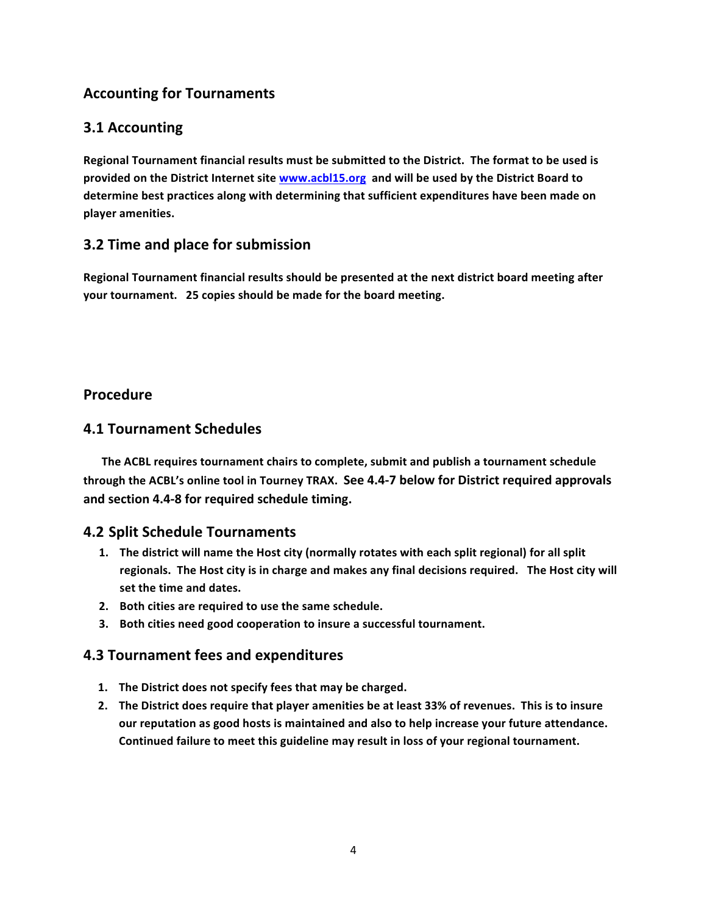## Accounting for Tournaments

### 3.1 Accounting

**Regional Tournament financial results must be submitted to the District. The format to be used is provided on the District Internet site [www.acbl15.org](http://www.acbl15.org) and will be used by the District Board to determine best practices along with determining that sufficient expenditures have been made on player amenities.**

### 3.2 Time and place for submission

**Regional Tournament financial results should be presented at the next district board meeting after your tournament. 25 copies should be made for the board meeting.**

## Procedure

### 4.1 Tournament Schedules

**The ACBL requires tournament chairs to complete, submit and publish a tournament schedule through the ACBL's online tool in Tourney TRAX. See 4.4-7 below for District required approvals and section 4.4-8 for required schedule timing.**

### 4.2 Split Schedule Tournaments

1. **The district will name the Host city (normally rotates with each split regional) for all split regionals. The Host city is in charge and makes any final decisions required. The Host city will set the time and dates.**
2. **Both cities are required to use the same schedule.**
3. **Both cities need good cooperation to insure a successful tournament.**

### 4.3 Tournament fees and expenditures

1. **The District does not specify fees that may be charged.**
2. **The District does require that player amenities be at least 33% of revenues. This is to insure our reputation as good hosts is maintained and also to help increase your future attendance. Continued failure to meet this guideline may result in loss of your regional tournament.**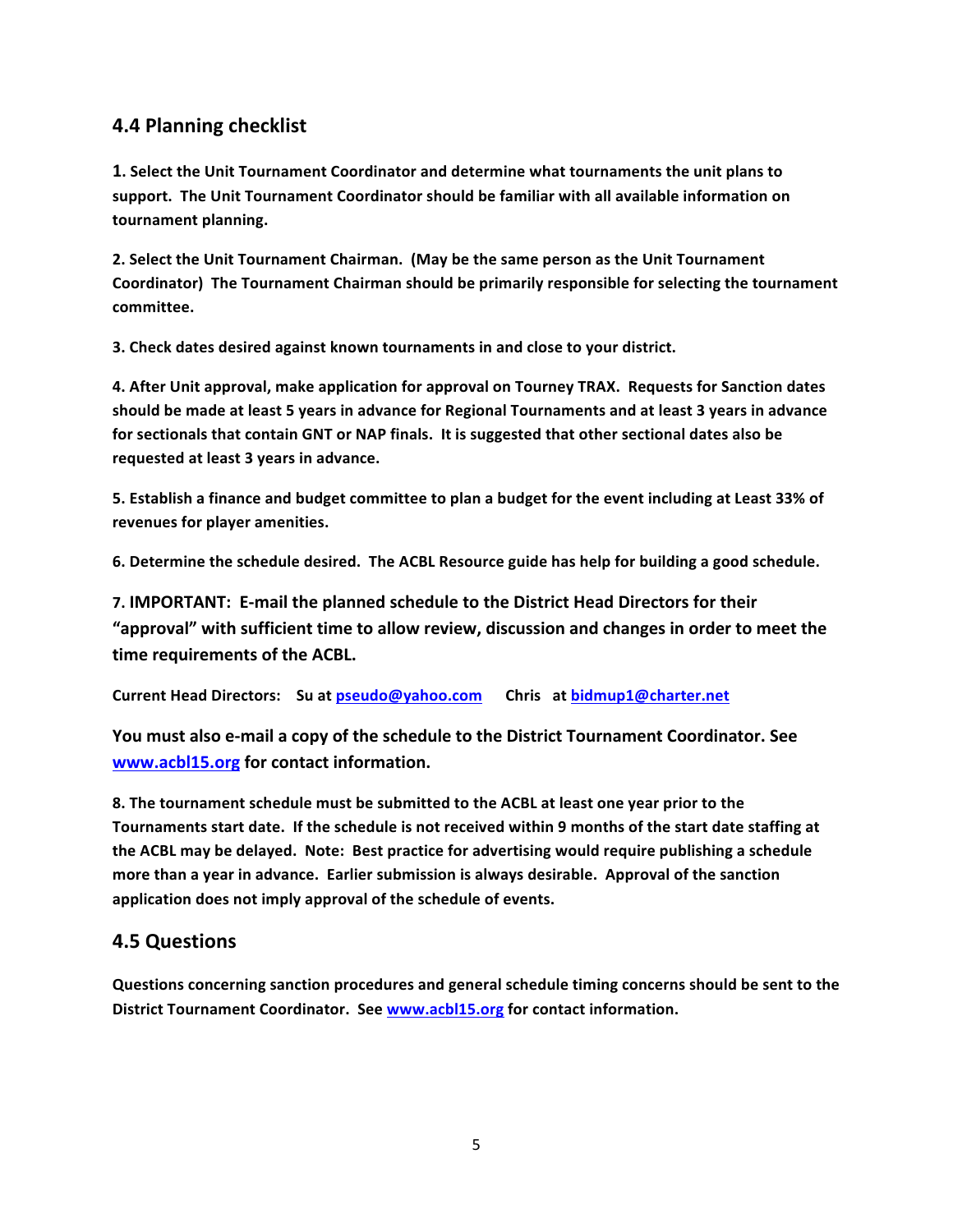## 4.4 Planning checklist

**1. Select the Unit Tournament Coordinator and determine what tournaments the unit plans to support. The Unit Tournament Coordinator should be familiar with all available information on tournament planning.**

**2. Select the Unit Tournament Chairman. (May be the same person as the Unit Tournament Coordinator) The Tournament Chairman should be primarily responsible for selecting the tournament committee.**

**3. Check dates desired against known tournaments in and close to your district.**

**4. After Unit approval, make application for approval on Tourney TRAX. Requests for Sanction dates should be made at least 5 years in advance for Regional Tournaments and at least 3 years in advance for sectionals that contain GNT or NAP finals. It is suggested that other sectional dates also be requested at least 3 years in advance.**

**5. Establish a finance and budget committee to plan a budget for the event including at Least 33% of revenues for player amenities.**

**6. Determine the schedule desired. The ACBL Resource guide has help for building a good schedule.**

**7. IMPORTANT: E-mail the planned schedule to the District Head Directors for their "approval" with sufficient time to allow review, discussion and changes in order to meet the time requirements of the ACBL.**

**Current Head Directors: Su at pseudo@yahoo.com Chris at bidmup1@charter.net**

**You must also e-mail a copy of the schedule to the District Tournament Coordinator. See www.acbl15.org for contact information.**

**8. The tournament schedule must be submitted to the ACBL at least one year prior to the Tournaments start date. If the schedule is not received within 9 months of the start date staffing at the ACBL may be delayed. Note: Best practice for advertising would require publishing a schedule more than a year in advance. Earlier submission is always desirable. Approval of the sanction application does not imply approval of the schedule of events.**

## 4.5 Questions

**Questions concerning sanction procedures and general schedule timing concerns should be sent to the District Tournament Coordinator. See www.acbl15.org for contact information.**